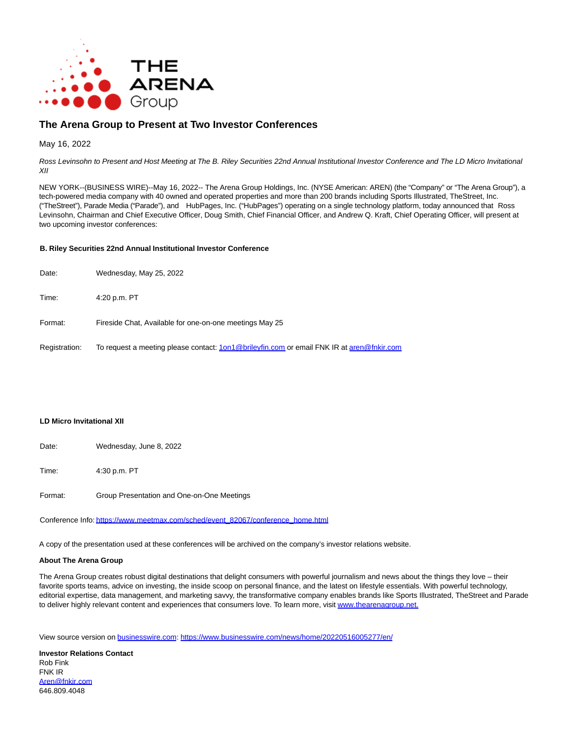# The Arena Group to Present at Two Investor Conferences

May 16, 2022

*Ross Levinsohn to Present and Host Meeting at The B. Riley Securities 22nd Annual Institutional Investor Conference and The LD Micro Invitational XII*

NEW YORK--(BUSINESS WIRE)--May 16, 2022-- The Arena Group Holdings, Inc. (NYSE American: AREN) (the "Company" or "The Arena Group"), a tech-powered media company with 40 owned and operated properties and more than 200 brands including Sports Illustrated, TheStreet, Inc. ("TheStreet"), Parade Media ("Parade"), and HubPages, Inc. ("HubPages") operating on a single technology platform, today announced that Ross Levinsohn, Chairman and Chief Executive Officer, Doug Smith, Chief Financial Officer, and Andrew Q. Kraft, Chief Operating Officer, will present at two upcoming investor conferences:

**B. Riley Securities 22nd Annual Institutional Investor Conference**

| | |
|---|---|
| Date: | Wednesday, May 25, 2022 |
| Time: | 4:20 p.m. PT |
| Format: | Fireside Chat, Available for one-on-one meetings May 25 |
| Registration: | To request a meeting please contact: 1on1@brileyfin.com or email FNK IR at aren@fnkir.com |

**LD Micro Invitational XII**

| | |
|---|---|
| Date: | Wednesday, June 8, 2022 |
| Time: | 4:30 p.m. PT |
| Format: | Group Presentation and One-on-One Meetings |
| Conference Info: | https://www.meetmax.com/sched/event_82067/conference_home.html |

A copy of the presentation used at these conferences will be archived on the company's investor relations website.

**About The Arena Group**

The Arena Group creates robust digital destinations that delight consumers with powerful journalism and news about the things they love – their favorite sports teams, advice on investing, the inside scoop on personal finance, and the latest on lifestyle essentials. With powerful technology, editorial expertise, data management, and marketing savvy, the transformative company enables brands like Sports Illustrated, TheStreet and Parade to deliver highly relevant content and experiences that consumers love. To learn more, visit www.thearenagroup.net.

View source version on businesswire.com: https://www.businesswire.com/news/home/20220516005277/en/

**Investor Relations Contact**
Rob Fink
FNK IR
Aren@fnkir.com
646.809.4048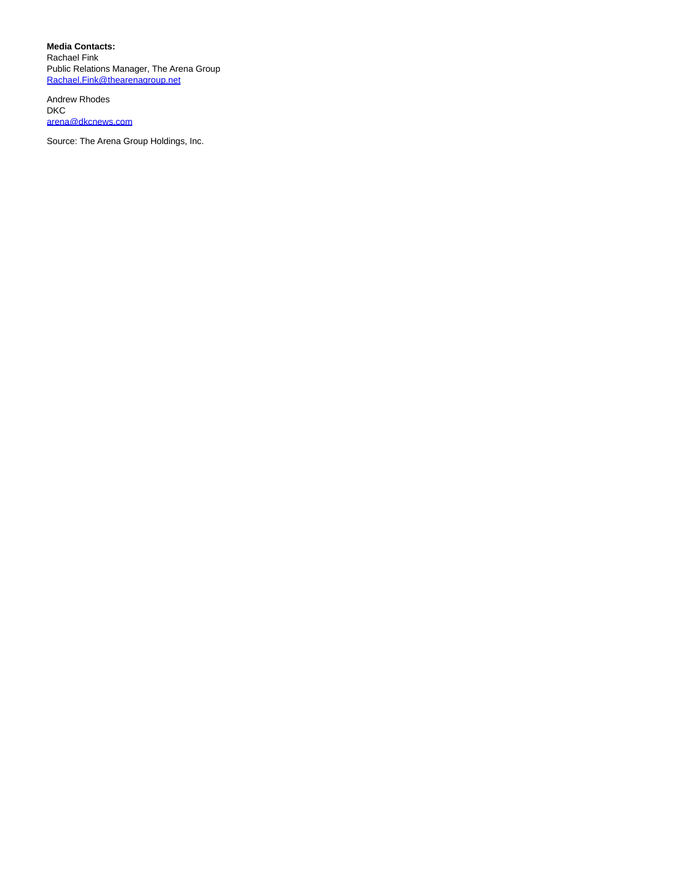**Media Contacts:**
Rachael Fink
Public Relations Manager, The Arena Group
Rachael.Fink@thearenagroup.net

Andrew Rhodes
DKC
arena@dkcnews.com

Source: The Arena Group Holdings, Inc.